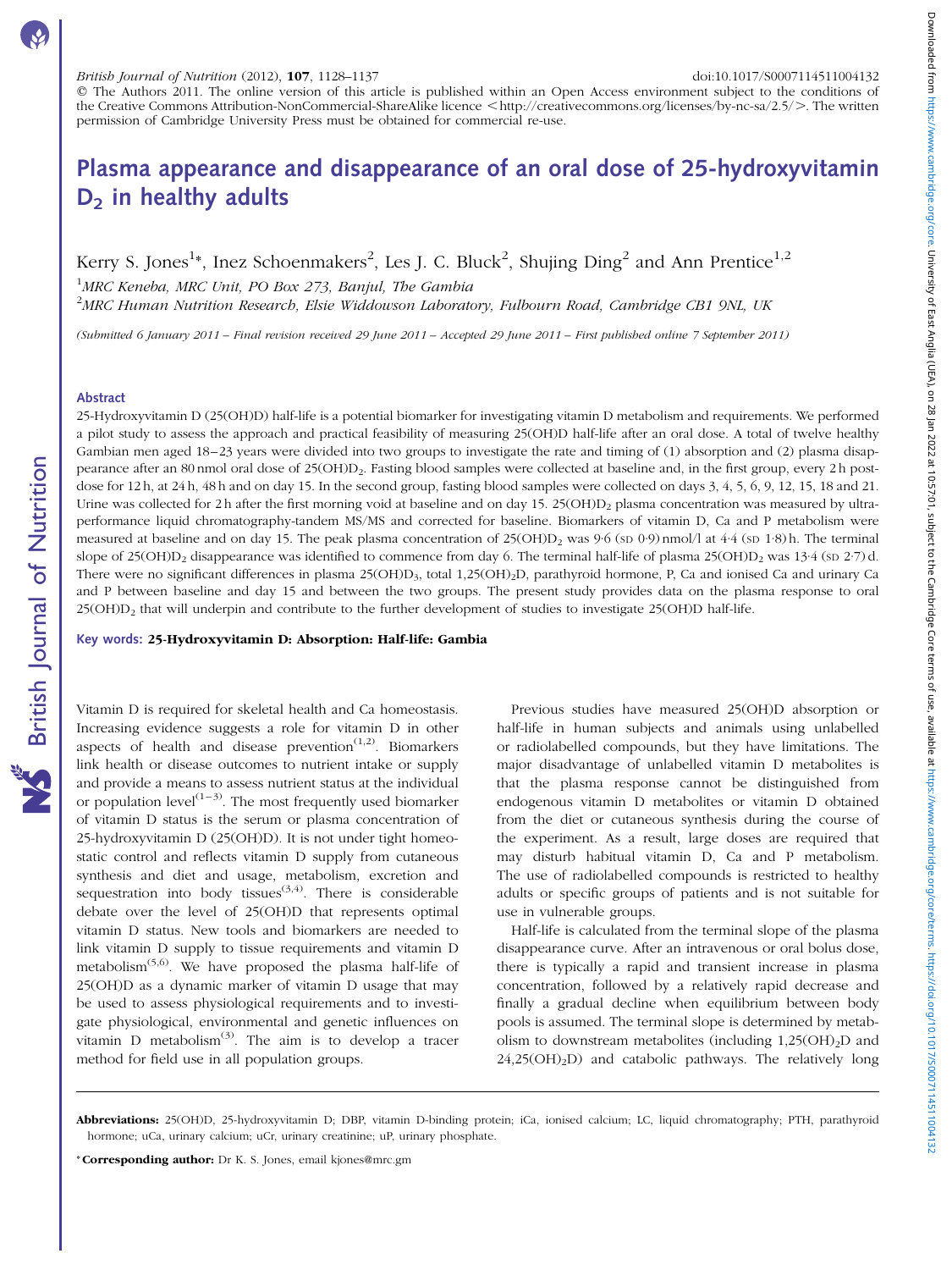© The Authors 2011. The online version of this article is published within an Open Access environment subject to the conditions of the Creative Commons Attribution-NonCommercial-ShareAlike licence <http://creativecommons.org/licenses/by-nc-sa/2.5/>. The written permission of Cambridge University Press must be obtained for commercial re-use.

# Plasma appearance and disappearance of an oral dose of 25-hydroxyvitamin $D_2$ in healthy adults

Kerry S. Jones[1]*, Inez Schoenmakers[2], Les J. C. Bluck[2], Shujing Ding[2] and Ann Prentice[1,2]

[1]*MRC Keneba, MRC Unit, PO Box 273, Banjul, The Gambia*

[2]*MRC Human Nutrition Research, Elsie Widdowson Laboratory, Fulbourn Road, Cambridge CB1 9NL, UK*

*(Submitted 6 January 2011 – Final revision received 29 June 2011 – Accepted 29 June 2011 – First published online 7 September 2011)*

## Abstract

25-Hydroxyvitamin D (25(OH)D) half-life is a potential biomarker for investigating vitamin D metabolism and requirements. We performed a pilot study to assess the approach and practical feasibility of measuring 25(OH)D half-life after an oral dose. A total of twelve healthy Gambian men aged 18–23 years were divided into two groups to investigate the rate and timing of (1) absorption and (2) plasma disappearance after an 80 nmol oral dose of 25(OH)$D_2$. Fasting blood samples were collected at baseline and, in the first group, every 2 h post-dose for 12 h, at 24 h, 48 h and on day 15. In the second group, fasting blood samples were collected on days 3, 4, 5, 6, 9, 12, 15, 18 and 21. Urine was collected for 2 h after the first morning void at baseline and on day 15. 25(OH)$D_2$ plasma concentration was measured by ultra-performance liquid chromatography-tandem MS/MS and corrected for baseline. Biomarkers of vitamin D, Ca and P metabolism were measured at baseline and on day 15. The peak plasma concentration of 25(OH)$D_2$ was 9·6 (SD 0·9) nmol/l at 4·4 (SD 1·8) h. The terminal slope of 25(OH)$D_2$ disappearance was identified to commence from day 6. The terminal half-life of plasma 25(OH)$D_2$ was 13·4 (SD 2·7) d. There were no significant differences in plasma 25(OH)$D_3$, total 1,25(OH)$_2$D, parathyroid hormone, P, Ca and ionised Ca and urinary Ca and P between baseline and day 15 and between the two groups. The present study provides data on the plasma response to oral 25(OH)$D_2$ that will underpin and contribute to the further development of studies to investigate 25(OH)D half-life.

**Key words: 25-Hydroxyvitamin D: Absorption: Half-life: Gambia**

Vitamin D is required for skeletal health and Ca homeostasis. Increasing evidence suggests a role for vitamin D in other aspects of health and disease prevention[1,2]. Biomarkers link health or disease outcomes to nutrient intake or supply and provide a means to assess nutrient status at the individual or population level[1–3]. The most frequently used biomarker of vitamin D status is the serum or plasma concentration of 25-hydroxyvitamin D (25(OH)D). It is not under tight homeostatic control and reflects vitamin D supply from cutaneous synthesis and diet and usage, metabolism, excretion and sequestration into body tissues[3,4]. There is considerable debate over the level of 25(OH)D that represents optimal vitamin D status. New tools and biomarkers are needed to link vitamin D supply to tissue requirements and vitamin D metabolism[5,6]. We have proposed the plasma half-life of 25(OH)D as a dynamic marker of vitamin D usage that may be used to assess physiological requirements and to investigate physiological, environmental and genetic influences on vitamin D metabolism[3]. The aim is to develop a tracer method for field use in all population groups.

Previous studies have measured 25(OH)D absorption or half-life in human subjects and animals using unlabelled or radiolabelled compounds, but they have limitations. The major disadvantage of unlabelled vitamin D metabolites is that the plasma response cannot be distinguished from endogenous vitamin D metabolites or vitamin D obtained from the diet or cutaneous synthesis during the course of the experiment. As a result, large doses are required that may disturb habitual vitamin D, Ca and P metabolism. The use of radiolabelled compounds is restricted to healthy adults or specific groups of patients and is not suitable for use in vulnerable groups.

Half-life is calculated from the terminal slope of the plasma disappearance curve. After an intravenous or oral bolus dose, there is typically a rapid and transient increase in plasma concentration, followed by a relatively rapid decrease and finally a gradual decline when equilibrium between body pools is assumed. The terminal slope is determined by metabolism to downstream metabolites (including 1,25(OH)$_2$D and 24,25(OH)$_2$D) and catabolic pathways. The relatively long

**Abbreviations:** 25(OH)D, 25-hydroxyvitamin D; DBP, vitamin D-binding protein; iCa, ionised calcium; LC, liquid chromatography; PTH, parathyroid hormone; uCa, urinary calcium; uCr, urinary creatinine; uP, urinary phosphate.

\* **Corresponding author:** Dr K. S. Jones, email kjones@mrc.gm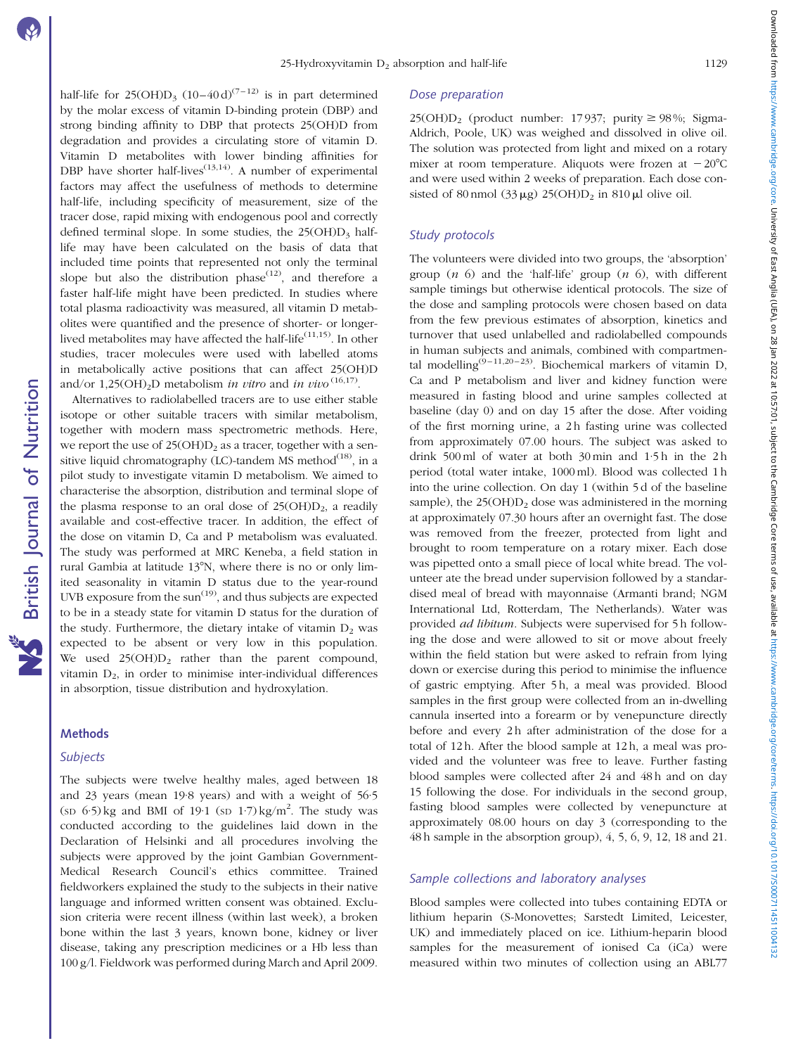half-life for $25(OH)D_3$ (10–40 d)[7–12] is in part determined by the molar excess of vitamin D-binding protein (DBP) and strong binding affinity to DBP that protects 25(OH)D from degradation and provides a circulating store of vitamin D. Vitamin D metabolites with lower binding affinities for DBP have shorter half-lives[13,14]. A number of experimental factors may affect the usefulness of methods to determine half-life, including specificity of measurement, size of the tracer dose, rapid mixing with endogenous pool and correctly defined terminal slope. In some studies, the $25(OH)D_3$ half-life may have been calculated on the basis of data that included time points that represented not only the terminal slope but also the distribution phase[12], and therefore a faster half-life might have been predicted. In studies where total plasma radioactivity was measured, all vitamin D metabolites were quantified and the presence of shorter- or longer-lived metabolites may have affected the half-life[11,15]. In other studies, tracer molecules were used with labelled atoms in metabolically active positions that can affect 25(OH)D and/or $1,25(OH)_2D$ metabolism *in vitro* and *in vivo*[16,17].

Alternatives to radiolabelled tracers are to use either stable isotope or other suitable tracers with similar metabolism, together with modern mass spectrometric methods. Here, we report the use of $25(OH)D_2$ as a tracer, together with a sensitive liquid chromatography (LC)-tandem MS method[18], in a pilot study to investigate vitamin D metabolism. We aimed to characterise the absorption, distribution and terminal slope of the plasma response to an oral dose of $25(OH)D_2$, a readily available and cost-effective tracer. In addition, the effect of the dose on vitamin D, Ca and P metabolism was evaluated. The study was performed at MRC Keneba, a field station in rural Gambia at latitude 13°N, where there is no or only limited seasonality in vitamin D status due to the year-round UVB exposure from the sun[19], and thus subjects are expected to be in a steady state for vitamin D status for the duration of the study. Furthermore, the dietary intake of vitamin $D_2$ was expected to be absent or very low in this population. We used $25(OH)D_2$ rather than the parent compound, vitamin $D_2$, in order to minimise inter-individual differences in absorption, tissue distribution and hydroxylation.

## Methods

### *Subjects*

The subjects were twelve healthy males, aged between 18 and 23 years (mean 19·8 years) and with a weight of 56·5 (SD 6·5) kg and BMI of 19·1 (SD 1·7) kg/m$^2$. The study was conducted according to the guidelines laid down in the Declaration of Helsinki and all procedures involving the subjects were approved by the joint Gambian Government-Medical Research Council's ethics committee. Trained fieldworkers explained the study to the subjects in their native language and informed written consent was obtained. Exclusion criteria were recent illness (within last week), a broken bone within the last 3 years, known bone, kidney or liver disease, taking any prescription medicines or a Hb less than 100 g/l. Fieldwork was performed during March and April 2009.

### *Dose preparation*

$25(OH)D_2$ (product number: 17 937; purity ≥ 98 %; Sigma-Aldrich, Poole, UK) was weighed and dissolved in olive oil. The solution was protected from light and mixed on a rotary mixer at room temperature. Aliquots were frozen at −20°C and were used within 2 weeks of preparation. Each dose consisted of 80 nmol (33 μg) $25(OH)D_2$ in 810 μl olive oil.

### *Study protocols*

The volunteers were divided into two groups, the 'absorption' group (*n* 6) and the 'half-life' group (*n* 6), with different sample timings but otherwise identical protocols. The size of the dose and sampling protocols were chosen based on data from the few previous estimates of absorption, kinetics and turnover that used unlabelled and radiolabelled compounds in human subjects and animals, combined with compartmental modelling[9–11,20–23]. Biochemical markers of vitamin D, Ca and P metabolism and liver and kidney function were measured in fasting blood and urine samples collected at baseline (day 0) and on day 15 after the dose. After voiding of the first morning urine, a 2 h fasting urine was collected from approximately 07.00 hours. The subject was asked to drink 500 ml of water at both 30 min and 1·5 h in the 2 h period (total water intake, 1000 ml). Blood was collected 1 h into the urine collection. On day 1 (within 5 d of the baseline sample), the $25(OH)D_2$ dose was administered in the morning at approximately 07.30 hours after an overnight fast. The dose was removed from the freezer, protected from light and brought to room temperature on a rotary mixer. Each dose was pipetted onto a small piece of local white bread. The volunteer ate the bread under supervision followed by a standardised meal of bread with mayonnaise (Armanti brand; NGM International Ltd, Rotterdam, The Netherlands). Water was provided *ad libitum*. Subjects were supervised for 5 h following the dose and were allowed to sit or move about freely within the field station but were asked to refrain from lying down or exercise during this period to minimise the influence of gastric emptying. After 5 h, a meal was provided. Blood samples in the first group were collected from an in-dwelling cannula inserted into a forearm or by venepuncture directly before and every 2 h after administration of the dose for a total of 12 h. After the blood sample at 12 h, a meal was provided and the volunteer was free to leave. Further fasting blood samples were collected after 24 and 48 h and on day 15 following the dose. For individuals in the second group, fasting blood samples were collected by venepuncture at approximately 08.00 hours on day 3 (corresponding to the 48 h sample in the absorption group), 4, 5, 6, 9, 12, 18 and 21.

### *Sample collections and laboratory analyses*

Blood samples were collected into tubes containing EDTA or lithium heparin (S-Monovettes; Sarstedt Limited, Leicester, UK) and immediately placed on ice. Lithium-heparin blood samples for the measurement of ionised Ca (iCa) were measured within two minutes of collection using an ABL77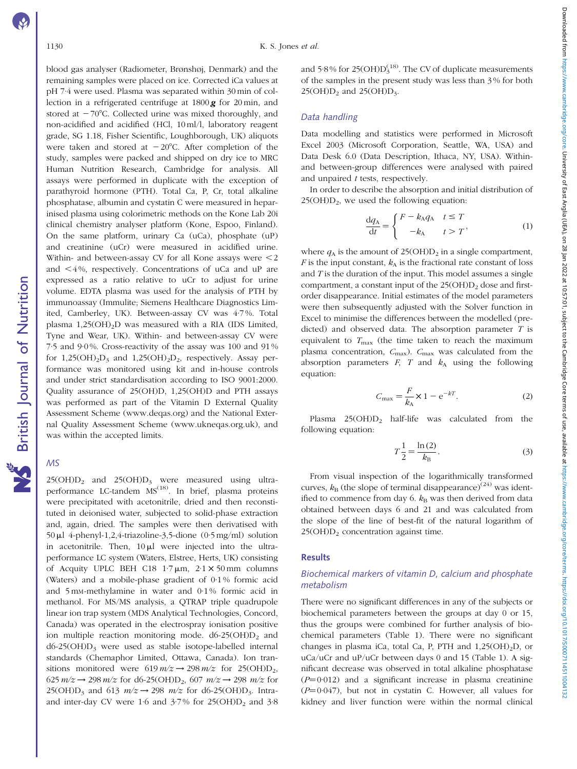blood gas analyser (Radiometer, Brønshøj, Denmark) and the remaining samples were placed on ice. Corrected iCa values at pH 7·4 were used. Plasma was separated within 30 min of collection in a refrigerated centrifuge at 1800 ***g*** for 20 min, and stored at −70°C. Collected urine was mixed thoroughly, and non-acidified and acidified (HCl, 10 ml/l, laboratory reagent grade, SG 1.18, Fisher Scientific, Loughborough, UK) aliquots were taken and stored at −20°C. After completion of the study, samples were packed and shipped on dry ice to MRC Human Nutrition Research, Cambridge for analysis. All assays were performed in duplicate with the exception of parathyroid hormone (PTH). Total Ca, P, Cr, total alkaline phosphatase, albumin and cystatin C were measured in heparinised plasma using colorimetric methods on the Kone Lab 20i clinical chemistry analyser platform (Kone, Espoo, Finland). On the same platform, urinary Ca (uCa), phosphate (uP) and creatinine (uCr) were measured in acidified urine. Within- and between-assay CV for all Kone assays were <2 and <4%, respectively. Concentrations of uCa and uP are expressed as a ratio relative to uCr to adjust for urine volume. EDTA plasma was used for the analysis of PTH by immunoassay (Immulite; Siemens Healthcare Diagnostics Limited, Camberley, UK). Between-assay CV was 4·7%. Total plasma $1,25(OH)_2D$ was measured with a RIA (IDS Limited, Tyne and Wear, UK). Within- and between-assay CV were 7·5 and 9·0%. Cross-reactivity of the assay was 100 and 91% for $1,25(OH)_2D_3$ and $1,25(OH)_2D_2$, respectively. Assay performance was monitored using kit and in-house controls and under strict standardisation according to ISO 9001:2000. Quality assurance of 25(OH)D, 1,25(OH)D and PTH assays was performed as part of the Vitamin D External Quality Assessment Scheme (www.deqas.org) and the National External Quality Assessment Scheme (www.ukneqas.org.uk), and was within the accepted limits.

### MS

$25(OH)D_2$ and $25(OH)D_3$ were measured using ultra-performance LC-tandem MS[18]. In brief, plasma proteins were precipitated with acetonitrile, dried and then reconstituted in deionised water, subjected to solid-phase extraction and, again, dried. The samples were then derivatised with 50 µl 4-phenyl-1,2,4-triazoline-3,5-dione (0·5 mg/ml) solution in acetonitrile. Then, 10 µl were injected into the ultra-performance LC system (Waters, Elstree, Herts, UK) consisting of Acquity UPLC BEH C18 1·7 µm, 2·1 × 50 mm columns (Waters) and a mobile-phase gradient of 0·1% formic acid and 5 mM-methylamine in water and 0·1% formic acid in methanol. For MS/MS analysis, a QTRAP triple quadrupole linear ion trap system (MDS Analytical Technologies, Concord, Canada) was operated in the electrospray ionisation positive ion multiple reaction monitoring mode. d6-$25(OH)D_2$ and d6-$25(OH)D_3$ were used as stable isotope-labelled internal standards (Chemaphor Limited, Ottawa, Canada). Ion transitions monitored were 619 *m/z* → 298 *m/z* for $25(OH)D_2$, 625 *m/z* → 298 *m/z* for d6-$25(OH)D_2$, 607 *m/z* → 298 *m/z* for $25(OH)D_3$ and 613 *m/z* → 298 *m/z* for d6-$25(OH)D_3$. Intra- and inter-day CV were 1·6 and 3·7% for $25(OH)D_2$ and 3·8 and 5·8% for $25(OH)D_3$[18]. The CV of duplicate measurements of the samples in the present study was less than 3% for both $25(OH)D_2$ and $25(OH)D_3$.

### Data handling

Data modelling and statistics were performed in Microsoft Excel 2003 (Microsoft Corporation, Seattle, WA, USA) and Data Desk 6.0 (Data Description, Ithaca, NY, USA). Within- and between-group differences were analysed with paired and unpaired *t* tests, respectively.

In order to describe the absorption and initial distribution of $25(OH)D_2$, we used the following equation:

$$\frac{dq_A}{dt} = \begin{cases} F - k_A q_A & t \leq T \\ -k_A & t > T \end{cases}, \tag{1}$$

where $q_A$ is the amount of $25(OH)D_2$ in a single compartment, $F$ is the input constant, $k_A$ is the fractional rate constant of loss and $T$ is the duration of the input. This model assumes a single compartment, a constant input of the $25(OH)D_2$ dose and first-order disappearance. Initial estimates of the model parameters were then subsequently adjusted with the Solver function in Excel to minimise the differences between the modelled (predicted) and observed data. The absorption parameter $T$ is equivalent to $T_{max}$ (the time taken to reach the maximum plasma concentration, $C_{max}$). $C_{max}$ was calculated from the absorption parameters $F$, $T$ and $k_A$ using the following equation:

$$C_{max} = \frac{F}{k_A} \times 1 - e^{-kT}. \tag{2}$$

Plasma $25(OH)D_2$ half-life was calculated from the following equation:

$$T\frac{1}{2} = \frac{\ln(2)}{k_B}. \tag{3}$$

From visual inspection of the logarithmically transformed curves, $k_B$ (the slope of terminal disappearance)[24] was identified to commence from day 6. $k_B$ was then derived from data obtained between days 6 and 21 and was calculated from the slope of the line of best-fit of the natural logarithm of $25(OH)D_2$ concentration against time.

## Results

### Biochemical markers of vitamin D, calcium and phosphate metabolism

There were no significant differences in any of the subjects or biochemical parameters between the groups at day 0 or 15, thus the groups were combined for further analysis of biochemical parameters (Table 1). There were no significant changes in plasma iCa, total Ca, P, PTH and $1,25(OH)_2D$, or uCa/uCr and uP/uCr between days 0 and 15 (Table 1). A significant decrease was observed in total alkaline phosphatase ($P=0·012$) and a significant increase in plasma creatinine ($P=0·047$), but not in cystatin C. However, all values for kidney and liver function were within the normal clinical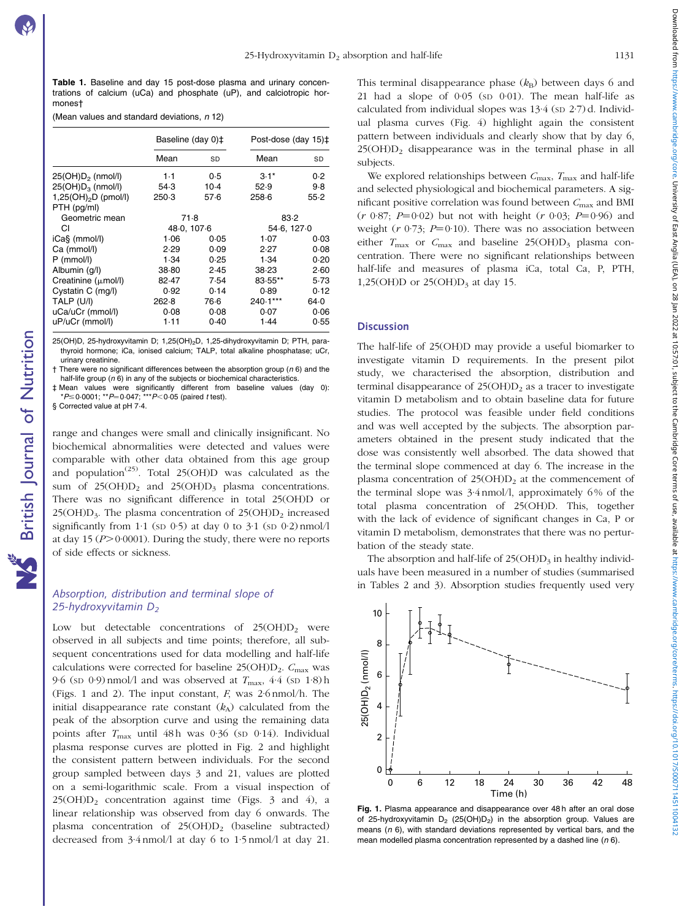**Table 1.** Baseline and day 15 post-dose plasma and urinary concentrations of calcium (uCa) and phosphate (uP), and calciotropic hormones†

(Mean values and standard deviations, *n* 12)

| | Baseline (day 0)‡ | | Post-dose (day 15)‡ | |
|---|---|---|---|---|
| | Mean | SD | Mean | SD |
| $25(OH)D_2$ (nmol/l) | 1·1 | 0·5 | 3·1* | 0·2 |
| $25(OH)D_3$ (nmol/l) | 54·3 | 10·4 | 52·9 | 9·8 |
| $1,25(OH)_2D$ (pmol/l) | 250·3 | 57·6 | 258·6 | 55·2 |
| PTH (pg/ml) | | | | |
| Geometric mean | 71·8 | | 83·2 | |
| CI | 48·0, 107·6 | | 54·6, 127·0 | |
| iCa§ (mmol/l) | 1·06 | 0·05 | 1·07 | 0·03 |
| Ca (mmol/l) | 2·29 | 0·09 | 2·27 | 0·08 |
| P (mmol/l) | 1·34 | 0·25 | 1·34 | 0·20 |
| Albumin (g/l) | 38·80 | 2·45 | 38·23 | 2·60 |
| Creatinine (μmol/l) | 82·47 | 7·54 | 83·55** | 5·73 |
| Cystatin C (mg/l) | 0·92 | 0·14 | 0·89 | 0·12 |
| TALP (U/l) | 262·8 | 76·6 | 240·1*** | 64·0 |
| uCa/uCr (mmol/l) | 0·08 | 0·08 | 0·07 | 0·06 |
| uP/uCr (mmol/l) | 1·11 | 0·40 | 1·44 | 0·55 |

25(OH)D, 25-hydroxyvitamin D; $1,25(OH)_2D$, 1,25-dihydroxyvitamin D; PTH, parathyroid hormone; iCa, ionised calcium; TALP, total alkaline phosphatase; uCr, urinary creatinine.

† There were no significant differences between the absorption group (*n* 6) and the half-life group (*n* 6) in any of the subjects or biochemical characteristics.

‡ Mean values were significantly different from baseline values (day 0): $^{*}P \leq 0·0001$; $^{**}P = 0·047$; $^{***}P < 0·05$ (paired *t* test).

§ Corrected value at pH 7·4.

range and changes were small and clinically insignificant. No biochemical abnormalities were detected and values were comparable with other data obtained from this age group and population[25]. Total 25(OH)D was calculated as the sum of $25(OH)D_2$ and $25(OH)D_3$ plasma concentrations. There was no significant difference in total 25(OH)D or $25(OH)D_3$. The plasma concentration of $25(OH)D_2$ increased significantly from 1·1 (SD 0·5) at day 0 to 3·1 (SD 0·2) nmol/l at day 15 ($P > 0·0001$). During the study, there were no reports of side effects or sickness.

### *Absorption, distribution and terminal slope of 25-hydroxyvitamin $D_2$*

Low but detectable concentrations of $25(OH)D_2$ were observed in all subjects and time points; therefore, all subsequent concentrations used for data modelling and half-life calculations were corrected for baseline $25(OH)D_2$. $C_{max}$ was 9·6 (SD 0·9) nmol/l and was observed at $T_{max}$, 4·4 (SD 1·8) h (Figs. 1 and 2). The input constant, *F*, was 2·6 nmol/h. The initial disappearance rate constant ($k_A$) calculated from the peak of the absorption curve and using the remaining data points after $T_{max}$ until 48 h was 0·36 (SD 0·14). Individual plasma response curves are plotted in Fig. 2 and highlight the consistent pattern between individuals. For the second group sampled between days 3 and 21, values are plotted on a semi-logarithmic scale. From a visual inspection of $25(OH)D_2$ concentration against time (Figs. 3 and 4), a linear relationship was observed from day 6 onwards. The plasma concentration of $25(OH)D_2$ (baseline subtracted) decreased from 3·4 nmol/l at day 6 to 1·5 nmol/l at day 21. This terminal disappearance phase ($k_B$) between days 6 and 21 had a slope of 0·05 (SD 0·01). The mean half-life as calculated from individual slopes was 13·4 (SD 2·7) d. Individual plasma curves (Fig. 4) highlight again the consistent pattern between individuals and clearly show that by day 6, $25(OH)D_2$ disappearance was in the terminal phase in all subjects.

We explored relationships between $C_{max}$, $T_{max}$ and half-life and selected physiological and biochemical parameters. A significant positive correlation was found between $C_{max}$ and BMI (*r* 0·87; $P = 0·02$) but not with height (*r* 0·03; $P = 0·96$) and weight (*r* 0·73; $P = 0·10$). There was no association between either $T_{max}$ or $C_{max}$ and baseline $25(OH)D_3$ plasma concentration. There were no significant relationships between half-life and measures of plasma iCa, total Ca, P, PTH, 1,25(OH)D or $25(OH)D_3$ at day 15.

## Discussion

The half-life of 25(OH)D may provide a useful biomarker to investigate vitamin D requirements. In the present pilot study, we characterised the absorption, distribution and terminal disappearance of $25(OH)D_2$ as a tracer to investigate vitamin D metabolism and to obtain baseline data for future studies. The protocol was feasible under field conditions and was well accepted by the subjects. The absorption parameters obtained in the present study indicated that the dose was consistently well absorbed. The data showed that the terminal slope commenced at day 6. The increase in the plasma concentration of $25(OH)D_2$ at the commencement of the terminal slope was 3·4 nmol/l, approximately 6 % of the total plasma concentration of 25(OH)D. This, together with the lack of evidence of significant changes in Ca, P or vitamin D metabolism, demonstrates that there was no perturbation of the steady state.

The absorption and half-life of $25(OH)D_3$ in healthy individuals have been measured in a number of studies (summarised in Tables 2 and 3). Absorption studies frequently used very

**Fig. 1.** Plasma appearance and disappearance over 48 h after an oral dose of 25-hydroxyvitamin $D_2$ ($25(OH)D_2$) in the absorption group. Values are means (*n* 6), with standard deviations represented by vertical bars, and the mean modelled plasma concentration represented by a dashed line (*n* 6).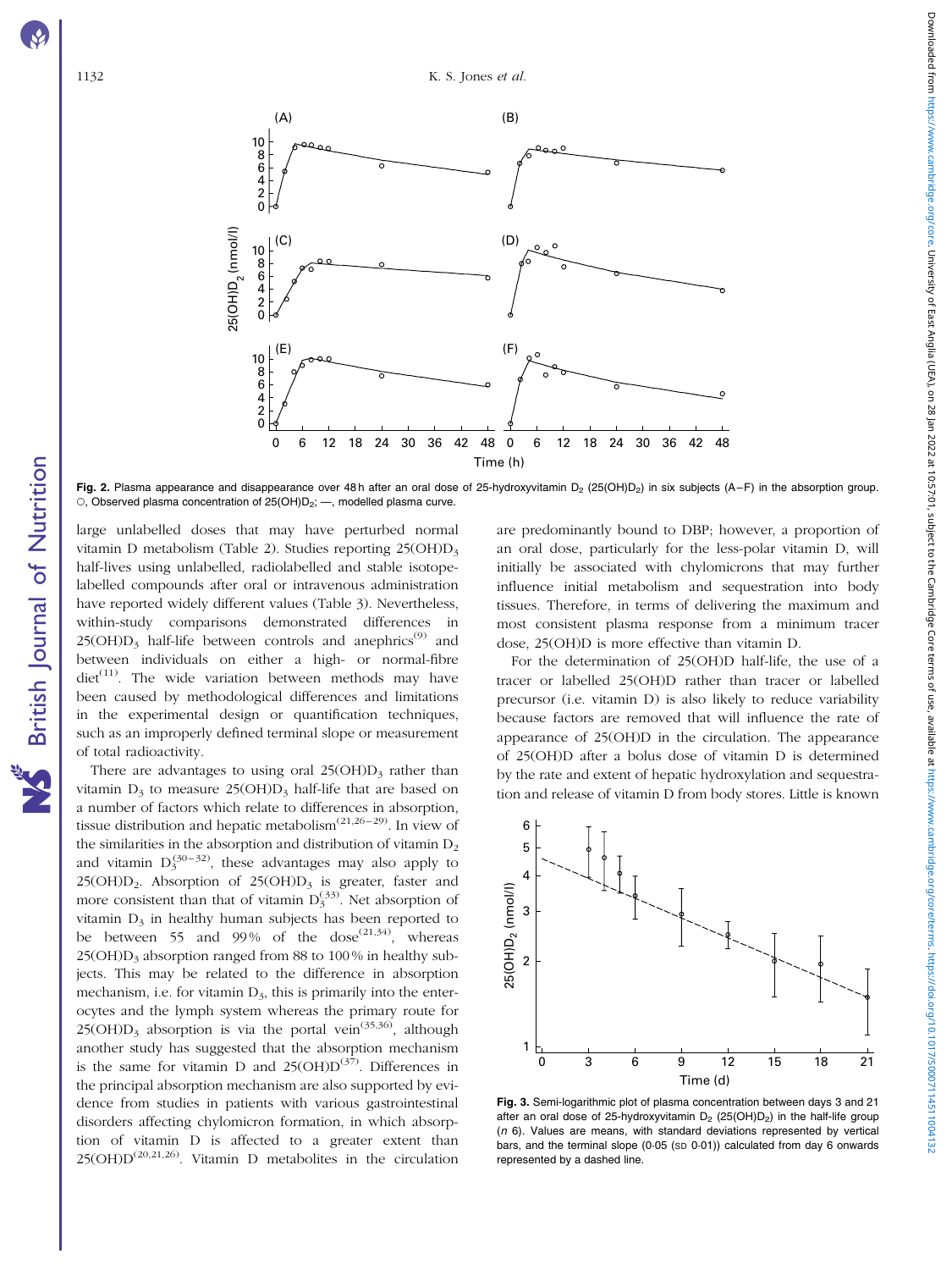Fig. 2. Plasma appearance and disappearance over 48 h after an oral dose of 25-hydroxyvitamin $D_2$ (25(OH)$D_2$) in six subjects (A–F) in the absorption group. ○, Observed plasma concentration of 25(OH)$D_2$; —, modelled plasma curve.

large unlabelled doses that may have perturbed normal vitamin D metabolism (Table 2). Studies reporting 25(OH)$D_3$ half-lives using unlabelled, radiolabelled and stable isotope-labelled compounds after oral or intravenous administration have reported widely different values (Table 3). Nevertheless, within-study comparisons demonstrated differences in 25(OH)$D_3$ half-life between controls and anephrics[9] and between individuals on either a high- or normal-fibre diet[11]. The wide variation between methods may have been caused by methodological differences and limitations in the experimental design or quantification techniques, such as an improperly defined terminal slope or measurement of total radioactivity.

There are advantages to using oral 25(OH)$D_3$ rather than vitamin $D_3$ to measure 25(OH)$D_3$ half-life that are based on a number of factors which relate to differences in absorption, tissue distribution and hepatic metabolism[21,26–29]. In view of the similarities in the absorption and distribution of vitamin $D_2$ and vitamin $D_3$[30–32], these advantages may also apply to 25(OH)$D_2$. Absorption of 25(OH)$D_3$ is greater, faster and more consistent than that of vitamin $D_3$[33]. Net absorption of vitamin $D_3$ in healthy human subjects has been reported to be between 55 and 99 % of the dose[21,34], whereas 25(OH)$D_3$ absorption ranged from 88 to 100 % in healthy subjects. This may be related to the difference in absorption mechanism, i.e. for vitamin $D_3$, this is primarily into the enterocytes and the lymph system whereas the primary route for 25(OH)$D_3$ absorption is via the portal vein[35,36], although another study has suggested that the absorption mechanism is the same for vitamin D and 25(OH)D[37]. Differences in the principal absorption mechanism are also supported by evidence from studies in patients with various gastrointestinal disorders affecting chylomicron formation, in which absorption of vitamin D is affected to a greater extent than 25(OH)D[20,21,26]. Vitamin D metabolites in the circulation are predominantly bound to DBP; however, a proportion of an oral dose, particularly for the less-polar vitamin D, will initially be associated with chylomicrons that may further influence initial metabolism and sequestration into body tissues. Therefore, in terms of delivering the maximum and most consistent plasma response from a minimum tracer dose, 25(OH)D is more effective than vitamin D.

For the determination of 25(OH)D half-life, the use of a tracer or labelled 25(OH)D rather than tracer or labelled precursor (i.e. vitamin D) is also likely to reduce variability because factors are removed that will influence the rate of appearance of 25(OH)D in the circulation. The appearance of 25(OH)D after a bolus dose of vitamin D is determined by the rate and extent of hepatic hydroxylation and sequestration and release of vitamin D from body stores. Little is known

Fig. 3. Semi-logarithmic plot of plasma concentration between days 3 and 21 after an oral dose of 25-hydroxyvitamin $D_2$ (25(OH)$D_2$) in the half-life group (*n* 6). Values are means, with standard deviations represented by vertical bars, and the terminal slope (0·05 (SD 0·01)) calculated from day 6 onwards represented by a dashed line.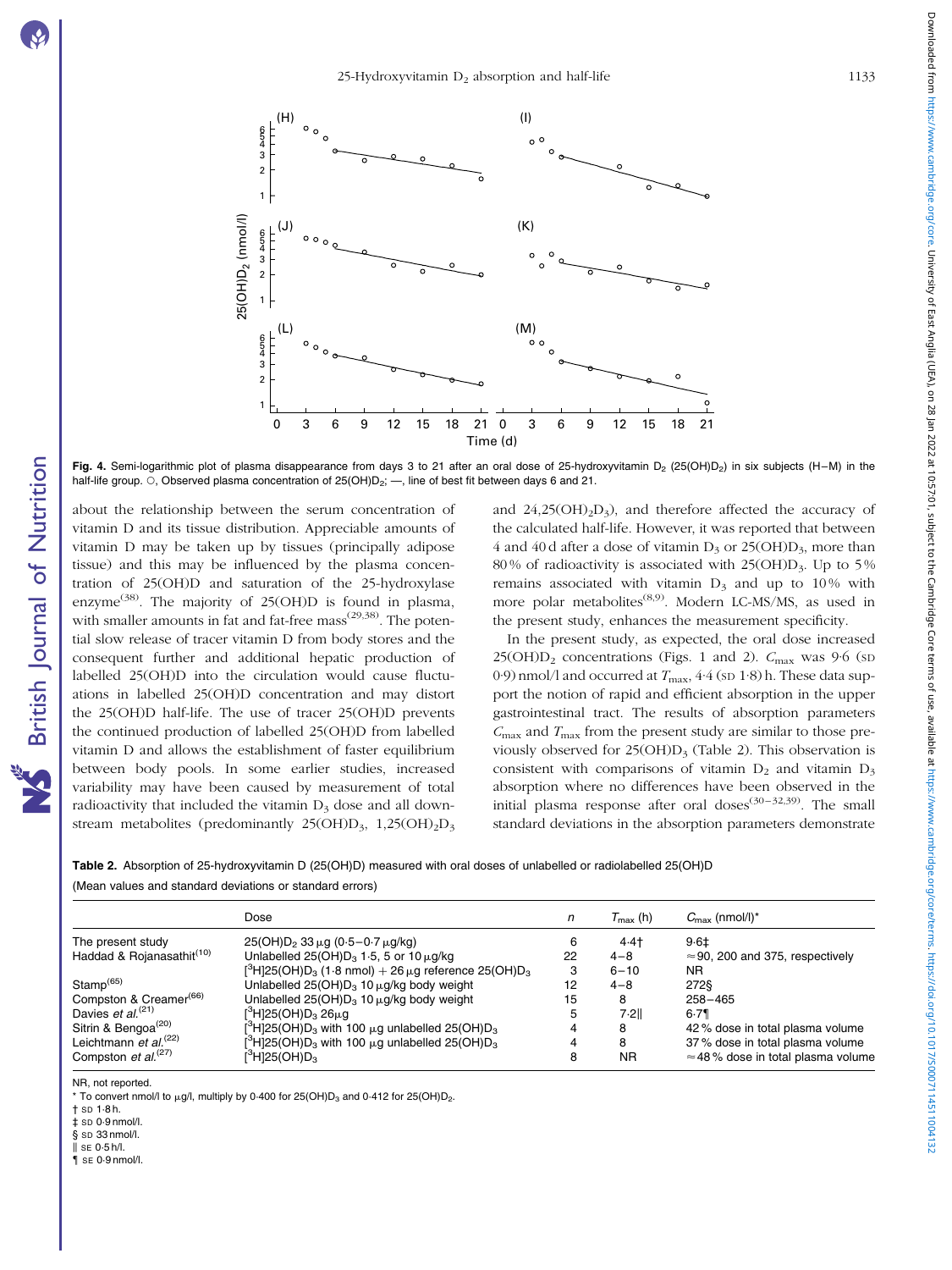Fig. 4. Semi-logarithmic plot of plasma disappearance from days 3 to 21 after an oral dose of 25-hydroxyvitamin $D_2$ (25(OH)$D_2$) in six subjects (H–M) in the half-life group. ○, Observed plasma concentration of 25(OH)$D_2$; —, line of best fit between days 6 and 21.

about the relationship between the serum concentration of vitamin D and its tissue distribution. Appreciable amounts of vitamin D may be taken up by tissues (principally adipose tissue) and this may be influenced by the plasma concentration of 25(OH)D and saturation of the 25-hydroxylase enzyme[38]. The majority of 25(OH)D is found in plasma, with smaller amounts in fat and fat-free mass[29,38]. The potential slow release of tracer vitamin D from body stores and the consequent further and additional hepatic production of labelled 25(OH)D into the circulation would cause fluctuations in labelled 25(OH)D concentration and may distort the 25(OH)D half-life. The use of tracer 25(OH)D prevents the continued production of labelled 25(OH)D from labelled vitamin D and allows the establishment of faster equilibrium between body pools. In some earlier studies, increased variability may have been caused by measurement of total radioactivity that included the vitamin $D_3$ dose and all downstream metabolites (predominantly 25(OH)$D_3$, 1,25(OH)$_2D_3$ and 24,25(OH)$_2D_3$), and therefore affected the accuracy of the calculated half-life. However, it was reported that between 4 and 40 d after a dose of vitamin $D_3$ or 25(OH)$D_3$, more than 80 % of radioactivity is associated with 25(OH)$D_3$. Up to 5 % remains associated with vitamin $D_3$ and up to 10 % with more polar metabolites[8,9]. Modern LC-MS/MS, as used in the present study, enhances the measurement specificity.

In the present study, as expected, the oral dose increased 25(OH)$D_2$ concentrations (Figs. 1 and 2). $C_{max}$ was 9·6 (SD 0·9) nmol/l and occurred at $T_{max}$, 4·4 (SD 1·8) h. These data support the notion of rapid and efficient absorption in the upper gastrointestinal tract. The results of absorption parameters $C_{max}$ and $T_{max}$ from the present study are similar to those previously observed for 25(OH)$D_3$ (Table 2). This observation is consistent with comparisons of vitamin $D_2$ and vitamin $D_3$ absorption where no differences have been observed in the initial plasma response after oral doses[30–32,39]. The small standard deviations in the absorption parameters demonstrate

**Table 2.** Absorption of 25-hydroxyvitamin D (25(OH)D) measured with oral doses of unlabelled or radiolabelled 25(OH)D

(Mean values and standard deviations or standard errors)

| | Dose | n | $T_{max}$ (h) | $C_{max}$ (nmol/l)* |
|---|---|---|---|---|
| The present study | 25(OH)$D_2$ 33 μg (0·5–0·7 μg/kg) | 6 | 4·4† | 9·6‡ |
| Haddad & Rojanasathit[10] | Unlabelled 25(OH)$D_3$ 1·5, 5 or 10 μg/kg | 22 | 4–8 | ≈90, 200 and 375, respectively |
| | [$^3$H]25(OH)$D_3$ (1·8 nmol) + 26 μg reference 25(OH)$D_3$ | 3 | 6–10 | NR |
| Stamp[65] | Unlabelled 25(OH)$D_3$ 10 μg/kg body weight | 12 | 4–8 | 272§ |
| Compston & Creamer[66] | Unlabelled 25(OH)$D_3$ 10 μg/kg body weight | 15 | 8 | 258–465 |
| Davies *et al.*[21] | [$^3$H]25(OH)$D_3$ 26μg | 5 | 7·2‖ | 6·7¶ |
| Sitrin & Bengoa[20] | [$^3$H]25(OH)$D_3$ with 100 μg unlabelled 25(OH)$D_3$ | 4 | 8 | 42 % dose in total plasma volume |
| Leichtmann *et al.*[22] | [$^3$H]25(OH)$D_3$ with 100 μg unlabelled 25(OH)$D_3$ | 4 | 8 | 37 % dose in total plasma volume |
| Compston *et al.*[27] | [$^3$H]25(OH)$D_3$ | 8 | NR | ≈48 % dose in total plasma volume |

NR, not reported.
* To convert nmol/l to μg/l, multiply by 0·400 for 25(OH)$D_3$ and 0·412 for 25(OH)$D_2$.
† SD 1·8 h.
‡ SD 0·9 nmol/l.
§ SD 33 nmol/l.
‖ SE 0·5 h/l.
¶ SE 0·9 nmol/l.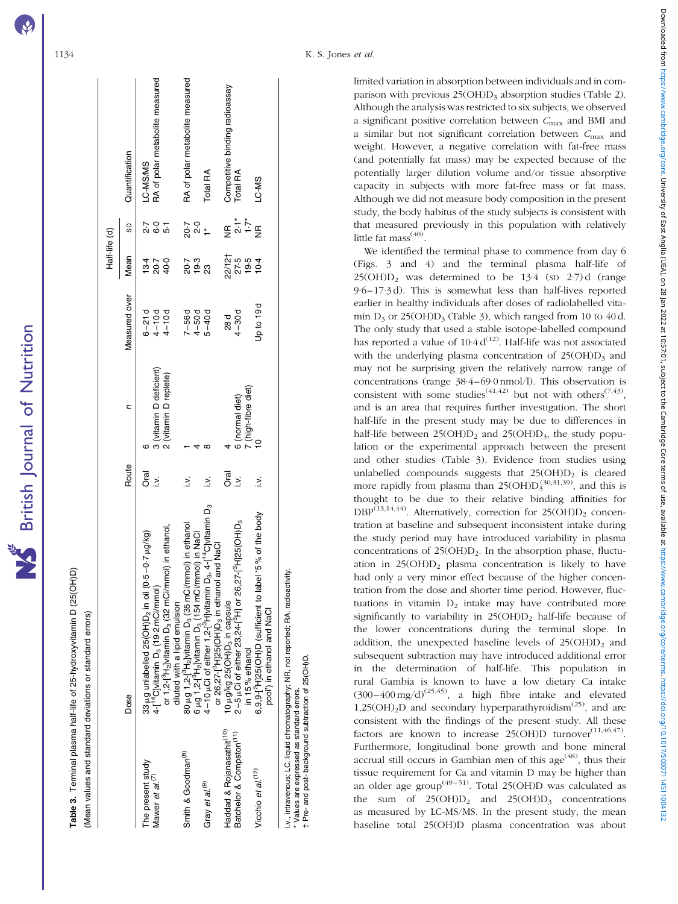**Table 3.** Terminal plasma half-life of 25-hydroxyvitamin D (25(OH)D)

(Mean values and standard deviations or standard errors)

| | Dose | Route | *n* | Measured over | Half-life (d) | |
|---|---|---|---|---|---|---|
| | | | | | Mean | SD |
| The present study | 33 μg unlabelled 25(OH)$D_2$ in oil (0·5–0·7 μg/kg) | Oral | 6 | 6–21 d | 13·4 | 2·7 |
| Mawer *et al.*[7] | 4-[$^{14}$C]vitamin $D_3$ (19·2 mCi/mmol) or 1,2-[$^{3}$H$_2$]vitamin $D_3$ (32 mCi/mmol) in ethanol, diluted with a lipid emulsion | i.v. | 3 (vitamin D deficient) | 4–10 d | 20·7 | 6·0 |
| | | | 2 (vitamin D replete) | 4–10 d | 40·0 | 5·1 |
| Smith & Goodman[8] | 80 μg 1,2-[$^{3}$H$_2$]vitamin $D_3$ (35 mCi/mmol) in ethanol | i.v. | 1 | 7–56 d | 20·7 | 20·7 |
| | 6 μg 1,2-[$^{3}$H$_2$]vitamin $D_3$ (154 mCi/mmol) in NaCl | | 4 | 4–50 d | 19·3 | 2·0 |
| Gray *et al.*[9] | 4–10 μCi of either 1,2-[$^{3}$H]vitamin $D_3$, 4-[$^{14}$C]vitamin $D_3$ or 26,27-[$^{3}$H]25(OH)$D_3$ in ethanol and NaCl | i.v. | 8 | 5–40 d | 23 | 1* |
| Haddad & Rojanasathit[10] | 10 μg/kg 25(OH)$D_3$ in capsule | Oral | 4 | 28 d | 22/12† | NR |
| Batchelor & Compston[11] | 2–5 μCi of either 23,24-[$^{3}$H] or 26,27-[$^{3}$H]25(OH)$D_3$ in 15 % ethanol | i.v. | 6 (normal diet) | 4–30 d | 27·5 | 2·1* |
| | | | 7 (high-fibre diet) | | 19·5 | 1·7* |
| Vicchio *et al.*[12] | 6,9,9-[$^{2}$H]25(OH)D (sufficient to label 5 % of the body pool) in ethanol and NaCl | i.v. | 10 | Up to 19 d | 10·4 | NR |

| Quantification |
|---|
| LC-MS/MS |
| RA of polar metabolite measured |
| RA of polar metabolite measured |
| Total RA |
| Competitive binding radioassay |
| Total RA |
| LC-MS |

i.v., intravenous; LC, liquid chromatography; NR, not reported; RA, radioactivity.
\* Values are expressed as standard errors.
† Pre- and post-background subtraction of 25(OH)D.

limited variation in absorption between individuals and in comparison with previous 25(OH)$D_3$ absorption studies (Table 2). Although the analysis was restricted to six subjects, we observed a significant positive correlation between $C_{max}$ and BMI and a similar but not significant correlation between $C_{max}$ and weight. However, a negative correlation with fat-free mass (and potentially fat mass) may be expected because of the potentially larger dilution volume and/or tissue absorptive capacity in subjects with more fat-free mass or fat mass. Although we did not measure body composition in the present study, the body habitus of the study subjects is consistent with that measured previously in this population with relatively little fat mass[40].

We identified the terminal phase to commence from day 6 (Figs. 3 and 4) and the terminal plasma half-life of 25(OH)$D_2$ was determined to be 13·4 (SD 2·7) d (range 9·6–17·3 d). This is somewhat less than half-lives reported earlier in healthy individuals after doses of radiolabelled vitamin $D_3$ or 25(OH)$D_3$ (Table 3), which ranged from 10 to 40 d. The only study that used a stable isotope-labelled compound has reported a value of 10·4 d[12]. Half-life was not associated with the underlying plasma concentration of 25(OH)$D_3$ and may not be surprising given the relatively narrow range of concentrations (range 38·4–69·0 nmol/l). This observation is consistent with some studies[41,42] but not with others[7,43], and is an area that requires further investigation. The short half-life in the present study may be due to differences in half-life between 25(OH)$D_2$ and 25(OH)$D_3$, the study population or the experimental approach between the present and other studies (Table 3). Evidence from studies using unlabelled compounds suggests that 25(OH)$D_2$ is cleared more rapidly from plasma than 25(OH)$D_3$[30,31,39], and this is thought to be due to their relative binding affinities for DBP[13,14,44]. Alternatively, correction for 25(OH)$D_2$ concentration at baseline and subsequent inconsistent intake during the study period may have introduced variability in plasma concentrations of 25(OH)$D_2$. In the absorption phase, fluctuation in 25(OH)$D_2$ plasma concentration is likely to have had only a very minor effect because of the higher concentration from the dose and shorter time period. However, fluctuations in vitamin $D_2$ intake may have contributed more significantly to variability in 25(OH)$D_2$ half-life because of the lower concentrations during the terminal slope. In addition, the unexpected baseline levels of 25(OH)$D_2$ and subsequent subtraction may have introduced additional error in the determination of half-life. This population in rural Gambia is known to have a low dietary Ca intake (300–400 mg/d)[25,45], a high fibre intake and elevated 1,25(OH)$_2$D and secondary hyperparathyroidism[25], and are consistent with the findings of the present study. All these factors are known to increase 25(OH)D turnover[11,46,47]. Furthermore, longitudinal bone growth and bone mineral accrual still occurs in Gambian men of this age[48], thus their tissue requirement for Ca and vitamin D may be higher than an older age group[49–51]. Total 25(OH)D was calculated as the sum of 25(OH)$D_2$ and 25(OH)$D_3$ concentrations as measured by LC-MS/MS. In the present study, the mean baseline total 25(OH)D plasma concentration was about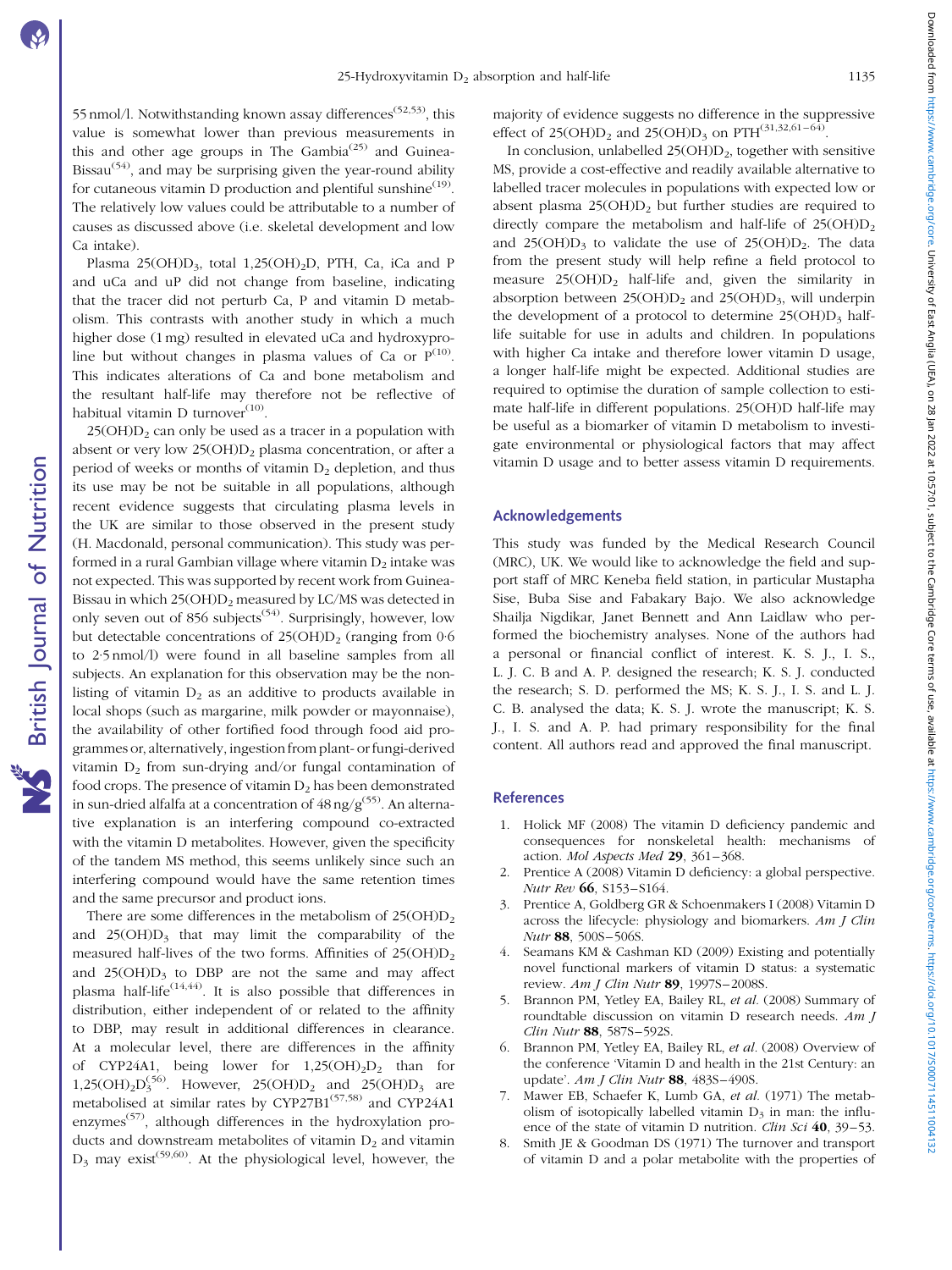55 nmol/l. Notwithstanding known assay differences[52,53], this value is somewhat lower than previous measurements in this and other age groups in The Gambia[25] and Guinea-Bissau[54], and may be surprising given the year-round ability for cutaneous vitamin D production and plentiful sunshine[19]. The relatively low values could be attributable to a number of causes as discussed above (i.e. skeletal development and low Ca intake).

Plasma 25(OH)$D_3$, total 1,25$(OH)_2$D, PTH, Ca, iCa and P and uCa and uP did not change from baseline, indicating that the tracer did not perturb Ca, P and vitamin D metabolism. This contrasts with another study in which a much higher dose (1 mg) resulted in elevated uCa and hydroxyproline but without changes in plasma values of Ca or P[10]. This indicates alterations of Ca and bone metabolism and the resultant half-life may therefore not be reflective of habitual vitamin D turnover[10].

25(OH)$D_2$ can only be used as a tracer in a population with absent or very low 25(OH)$D_2$ plasma concentration, or after a period of weeks or months of vitamin $D_2$ depletion, and thus its use may be not be suitable in all populations, although recent evidence suggests that circulating plasma levels in the UK are similar to those observed in the present study (H. Macdonald, personal communication). This study was performed in a rural Gambian village where vitamin $D_2$ intake was not expected. This was supported by recent work from Guinea-Bissau in which 25(OH)$D_2$ measured by LC/MS was detected in only seven out of 856 subjects[54]. Surprisingly, however, low but detectable concentrations of 25(OH)$D_2$ (ranging from 0·6 to 2·5 nmol/l) were found in all baseline samples from all subjects. An explanation for this observation may be the non-listing of vitamin $D_2$ as an additive to products available in local shops (such as margarine, milk powder or mayonnaise), the availability of other fortified food through food aid programmes or, alternatively, ingestion from plant- or fungi-derived vitamin $D_2$ from sun-drying and/or fungal contamination of food crops. The presence of vitamin $D_2$ has been demonstrated in sun-dried alfalfa at a concentration of 48 ng/g[55]. An alternative explanation is an interfering compound co-extracted with the vitamin D metabolites. However, given the specificity of the tandem MS method, this seems unlikely since such an interfering compound would have the same retention times and the same precursor and product ions.

There are some differences in the metabolism of 25(OH)$D_2$ and 25(OH)$D_3$ that may limit the comparability of the measured half-lives of the two forms. Affinities of 25(OH)$D_2$ and 25(OH)$D_3$ to DBP are not the same and may affect plasma half-life[14,44]. It is also possible that differences in distribution, either independent of or related to the affinity to DBP, may result in additional differences in clearance. At a molecular level, there are differences in the affinity of CYP24A1, being lower for 1,25$(OH)_2D_2$ than for 1,25$(OH)_2D_3$[56]. However, 25(OH)$D_2$ and 25(OH)$D_3$ are metabolised at similar rates by CYP27B1[57,58] and CYP24A1 enzymes[57], although differences in the hydroxylation products and downstream metabolites of vitamin $D_2$ and vitamin $D_3$ may exist[59,60]. At the physiological level, however, the majority of evidence suggests no difference in the suppressive effect of 25(OH)$D_2$ and 25(OH)$D_3$ on PTH[31,32,61–64].

In conclusion, unlabelled 25(OH)$D_2$, together with sensitive MS, provide a cost-effective and readily available alternative to labelled tracer molecules in populations with expected low or absent plasma 25(OH)$D_2$ but further studies are required to directly compare the metabolism and half-life of 25(OH)$D_2$ and 25(OH)$D_3$ to validate the use of 25(OH)$D_2$. The data from the present study will help refine a field protocol to measure 25(OH)$D_2$ half-life and, given the similarity in absorption between 25(OH)$D_2$ and 25(OH)$D_3$, will underpin the development of a protocol to determine 25(OH)$D_3$ half-life suitable for use in adults and children. In populations with higher Ca intake and therefore lower vitamin D usage, a longer half-life might be expected. Additional studies are required to optimise the duration of sample collection to estimate half-life in different populations. 25(OH)D half-life may be useful as a biomarker of vitamin D metabolism to investigate environmental or physiological factors that may affect vitamin D usage and to better assess vitamin D requirements.

## Acknowledgements

This study was funded by the Medical Research Council (MRC), UK. We would like to acknowledge the field and support staff of MRC Keneba field station, in particular Mustapha Sise, Buba Sise and Fabakary Bajo. We also acknowledge Shailja Nigdikar, Janet Bennett and Ann Laidlaw who performed the biochemistry analyses. None of the authors had a personal or financial conflict of interest. K. S. J., I. S., L. J. C. B and A. P. designed the research; K. S. J. conducted the research; S. D. performed the MS; K. S. J., I. S. and L. J. C. B. analysed the data; K. S. J. wrote the manuscript; K. S. J., I. S. and A. P. had primary responsibility for the final content. All authors read and approved the final manuscript.

## References

1. Holick MF (2008) The vitamin D deficiency pandemic and consequences for nonskeletal health: mechanisms of action. *Mol Aspects Med* **29**, 361–368.
2. Prentice A (2008) Vitamin D deficiency: a global perspective. *Nutr Rev* **66**, S153–S164.
3. Prentice A, Goldberg GR & Schoenmakers I (2008) Vitamin D across the lifecycle: physiology and biomarkers. *Am J Clin Nutr* **88**, 500S–506S.
4. Seamans KM & Cashman KD (2009) Existing and potentially novel functional markers of vitamin D status: a systematic review. *Am J Clin Nutr* **89**, 1997S–2008S.
5. Brannon PM, Yetley EA, Bailey RL, *et al.* (2008) Summary of roundtable discussion on vitamin D research needs. *Am J Clin Nutr* **88**, 587S–592S.
6. Brannon PM, Yetley EA, Bailey RL, *et al.* (2008) Overview of the conference 'Vitamin D and health in the 21st Century: an update'. *Am J Clin Nutr* **88**, 483S–490S.
7. Mawer EB, Schaefer K, Lumb GA, *et al.* (1971) The metabolism of isotopically labelled vitamin $D_3$ in man: the influence of the state of vitamin D nutrition. *Clin Sci* **40**, 39–53.
8. Smith JE & Goodman DS (1971) The turnover and transport of vitamin D and a polar metabolite with the properties of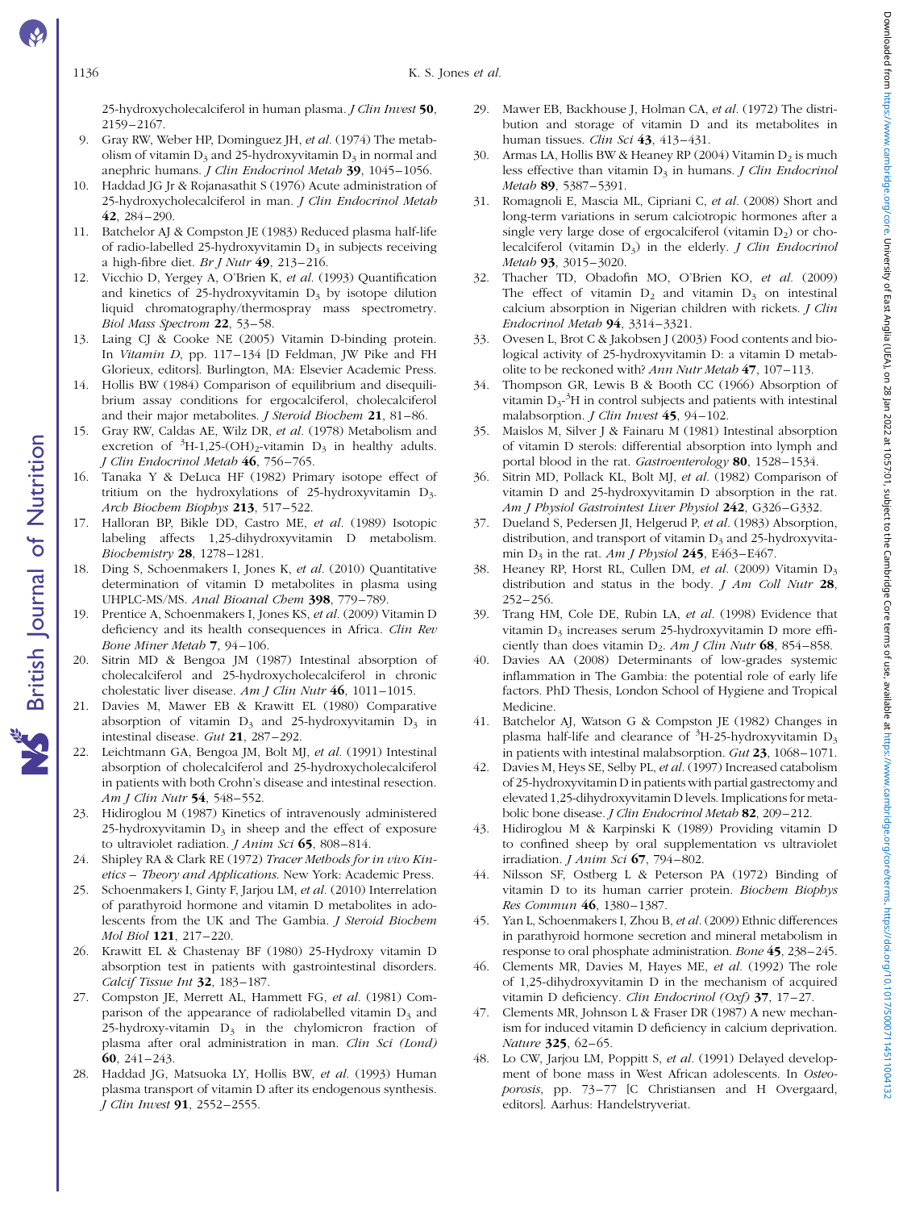25-hydroxycholecalciferol in human plasma. *J Clin Invest* **50**, 2159–2167.

9. Gray RW, Weber HP, Dominguez JH, *et al.* (1974) The metabolism of vitamin $D_3$ and 25-hydroxyvitamin $D_3$ in normal and anephric humans. *J Clin Endocrinol Metab* **39**, 1045–1056.
10. Haddad JG Jr & Rojanasathit S (1976) Acute administration of 25-hydroxycholecalciferol in man. *J Clin Endocrinol Metab* **42**, 284–290.
11. Batchelor AJ & Compston JE (1983) Reduced plasma half-life of radio-labelled 25-hydroxyvitamin $D_3$ in subjects receiving a high-fibre diet. *Br J Nutr* **49**, 213–216.
12. Vicchio D, Yergey A, O'Brien K, *et al.* (1993) Quantification and kinetics of 25-hydroxyvitamin $D_3$ by isotope dilution liquid chromatography/thermospray mass spectrometry. *Biol Mass Spectrom* **22**, 53–58.
13. Laing CJ & Cooke NE (2005) Vitamin D-binding protein. In *Vitamin D*, pp. 117–134 [D Feldman, JW Pike and FH Glorieux, editors]. Burlington, MA: Elsevier Academic Press.
14. Hollis BW (1984) Comparison of equilibrium and disequilibrium assay conditions for ergocalciferol, cholecalciferol and their major metabolites. *J Steroid Biochem* **21**, 81–86.
15. Gray RW, Caldas AE, Wilz DR, *et al.* (1978) Metabolism and excretion of $^3$H-1,25-$(OH)_2$-vitamin $D_3$ in healthy adults. *J Clin Endocrinol Metab* **46**, 756–765.
16. Tanaka Y & DeLuca HF (1982) Primary isotope effect of tritium on the hydroxylations of 25-hydroxyvitamin $D_3$. *Arch Biochem Biophys* **213**, 517–522.
17. Halloran BP, Bikle DD, Castro ME, *et al.* (1989) Isotopic labeling affects 1,25-dihydroxyvitamin D metabolism. *Biochemistry* **28**, 1278–1281.
18. Ding S, Schoenmakers I, Jones K, *et al.* (2010) Quantitative determination of vitamin D metabolites in plasma using UHPLC-MS/MS. *Anal Bioanal Chem* **398**, 779–789.
19. Prentice A, Schoenmakers I, Jones KS, *et al.* (2009) Vitamin D deficiency and its health consequences in Africa. *Clin Rev Bone Miner Metab* **7**, 94–106.
20. Sitrin MD & Bengoa JM (1987) Intestinal absorption of cholecalciferol and 25-hydroxycholecalciferol in chronic cholestatic liver disease. *Am J Clin Nutr* **46**, 1011–1015.
21. Davies M, Mawer EB & Krawitt EL (1980) Comparative absorption of vitamin $D_3$ and 25-hydroxyvitamin $D_3$ in intestinal disease. *Gut* **21**, 287–292.
22. Leichtmann GA, Bengoa JM, Bolt MJ, *et al.* (1991) Intestinal absorption of cholecalciferol and 25-hydroxycholecalciferol in patients with both Crohn's disease and intestinal resection. *Am J Clin Nutr* **54**, 548–552.
23. Hidiroglou M (1987) Kinetics of intravenously administered 25-hydroxyvitamin $D_3$ in sheep and the effect of exposure to ultraviolet radiation. *J Anim Sci* **65**, 808–814.
24. Shipley RA & Clark RE (1972) *Tracer Methods for in vivo Kinetics – Theory and Applications*. New York: Academic Press.
25. Schoenmakers I, Ginty F, Jarjou LM, *et al.* (2010) Interrelation of parathyroid hormone and vitamin D metabolites in adolescents from the UK and The Gambia. *J Steroid Biochem Mol Biol* **121**, 217–220.
26. Krawitt EL & Chastenay BF (1980) 25-Hydroxy vitamin D absorption test in patients with gastrointestinal disorders. *Calcif Tissue Int* **32**, 183–187.
27. Compston JE, Merrett AL, Hammett FG, *et al.* (1981) Comparison of the appearance of radiolabelled vitamin $D_3$ and 25-hydroxy-vitamin $D_3$ in the chylomicron fraction of plasma after oral administration in man. *Clin Sci (Lond)* **60**, 241–243.
28. Haddad JG, Matsuoka LY, Hollis BW, *et al.* (1993) Human plasma transport of vitamin D after its endogenous synthesis. *J Clin Invest* **91**, 2552–2555.
29. Mawer EB, Backhouse J, Holman CA, *et al.* (1972) The distribution and storage of vitamin D and its metabolites in human tissues. *Clin Sci* **43**, 413–431.
30. Armas LA, Hollis BW & Heaney RP (2004) Vitamin $D_2$ is much less effective than vitamin $D_3$ in humans. *J Clin Endocrinol Metab* **89**, 5387–5391.
31. Romagnoli E, Mascia ML, Cipriani C, *et al.* (2008) Short and long-term variations in serum calciotropic hormones after a single very large dose of ergocalciferol (vitamin $D_2$) or cholecalciferol (vitamin $D_3$) in the elderly. *J Clin Endocrinol Metab* **93**, 3015–3020.
32. Thacher TD, Obadofin MO, O'Brien KO, *et al.* (2009) The effect of vitamin $D_2$ and vitamin $D_3$ on intestinal calcium absorption in Nigerian children with rickets. *J Clin Endocrinol Metab* **94**, 3314–3321.
33. Ovesen L, Brot C & Jakobsen J (2003) Food contents and biological activity of 25-hydroxyvitamin D: a vitamin D metabolite to be reckoned with? *Ann Nutr Metab* **47**, 107–113.
34. Thompson GR, Lewis B & Booth CC (1966) Absorption of vitamin $D_3$-$^3$H in control subjects and patients with intestinal malabsorption. *J Clin Invest* **45**, 94–102.
35. Maislos M, Silver J & Fainaru M (1981) Intestinal absorption of vitamin D sterols: differential absorption into lymph and portal blood in the rat. *Gastroenterology* **80**, 1528–1534.
36. Sitrin MD, Pollack KL, Bolt MJ, *et al.* (1982) Comparison of vitamin D and 25-hydroxyvitamin D absorption in the rat. *Am J Physiol Gastrointest Liver Physiol* **242**, G326–G332.
37. Dueland S, Pedersen JI, Helgerud P, *et al.* (1983) Absorption, distribution, and transport of vitamin $D_3$ and 25-hydroxyvitamin $D_3$ in the rat. *Am J Physiol* **245**, E463–E467.
38. Heaney RP, Horst RL, Cullen DM, *et al.* (2009) Vitamin $D_3$ distribution and status in the body. *J Am Coll Nutr* **28**, 252–256.
39. Trang HM, Cole DE, Rubin LA, *et al.* (1998) Evidence that vitamin $D_3$ increases serum 25-hydroxyvitamin D more efficiently than does vitamin $D_2$. *Am J Clin Nutr* **68**, 854–858.
40. Davies AA (2008) Determinants of low-grades systemic inflammation in The Gambia: the potential role of early life factors. PhD Thesis, London School of Hygiene and Tropical Medicine.
41. Batchelor AJ, Watson G & Compston JE (1982) Changes in plasma half-life and clearance of $^3$H-25-hydroxyvitamin $D_3$ in patients with intestinal malabsorption. *Gut* **23**, 1068–1071.
42. Davies M, Heys SE, Selby PL, *et al.* (1997) Increased catabolism of 25-hydroxyvitamin D in patients with partial gastrectomy and elevated 1,25-dihydroxyvitamin D levels. Implications for metabolic bone disease. *J Clin Endocrinol Metab* **82**, 209–212.
43. Hidiroglou M & Karpinski K (1989) Providing vitamin D to confined sheep by oral supplementation vs ultraviolet irradiation. *J Anim Sci* **67**, 794–802.
44. Nilsson SF, Ostberg L & Peterson PA (1972) Binding of vitamin D to its human carrier protein. *Biochem Biophys Res Commun* **46**, 1380–1387.
45. Yan L, Schoenmakers I, Zhou B, *et al.* (2009) Ethnic differences in parathyroid hormone secretion and mineral metabolism in response to oral phosphate administration. *Bone* **45**, 238–245.
46. Clements MR, Davies M, Hayes ME, *et al.* (1992) The role of 1,25-dihydroxyvitamin D in the mechanism of acquired vitamin D deficiency. *Clin Endocrinol (Oxf)* **37**, 17–27.
47. Clements MR, Johnson L & Fraser DR (1987) A new mechanism for induced vitamin D deficiency in calcium deprivation. *Nature* **325**, 62–65.
48. Lo CW, Jarjou LM, Poppitt S, *et al.* (1991) Delayed development of bone mass in West African adolescents. In *Osteoporosis*, pp. 73–77 [C Christiansen and H Overgaard, editors]. Aarhus: Handelstryveriat.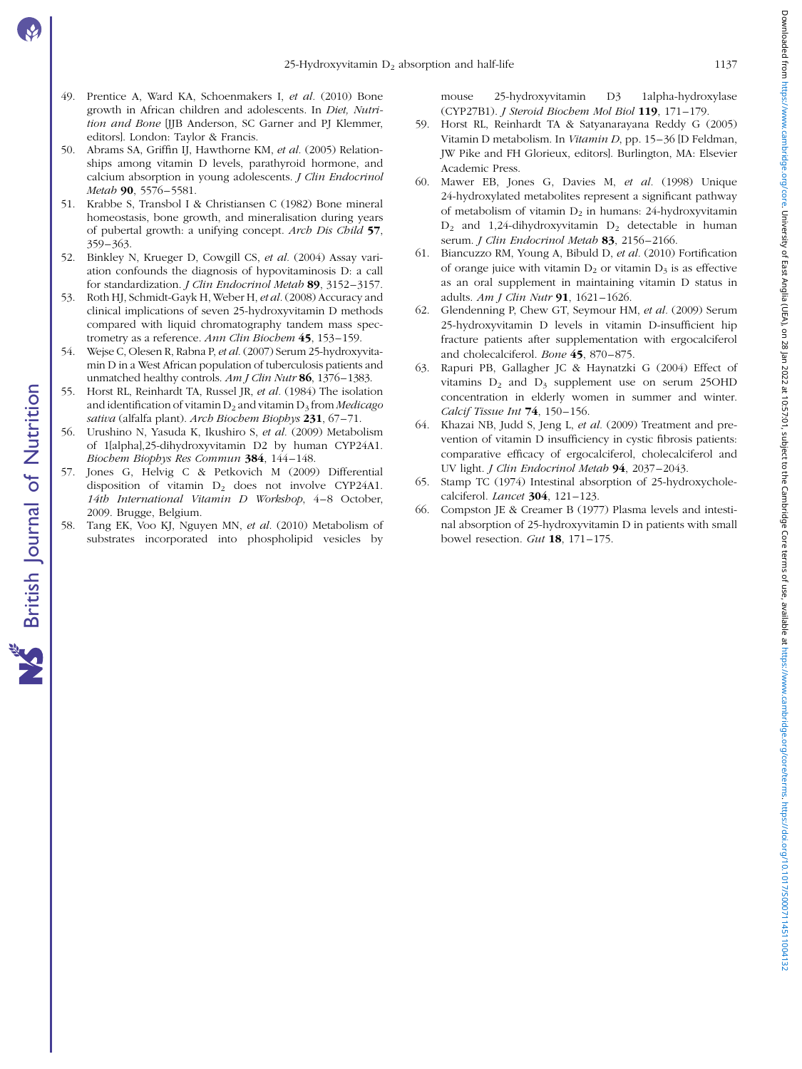49. Prentice A, Ward KA, Schoenmakers I, *et al.* (2010) Bone growth in African children and adolescents. In *Diet, Nutrition and Bone* [JJB Anderson, SC Garner and PJ Klemmer, editors]. London: Taylor & Francis.
50. Abrams SA, Griffin IJ, Hawthorne KM, *et al.* (2005) Relationships among vitamin D levels, parathyroid hormone, and calcium absorption in young adolescents. *J Clin Endocrinol Metab* **90**, 5576–5581.
51. Krabbe S, Transbol I & Christiansen C (1982) Bone mineral homeostasis, bone growth, and mineralisation during years of pubertal growth: a unifying concept. *Arch Dis Child* **57**, 359–363.
52. Binkley N, Krueger D, Cowgill CS, *et al.* (2004) Assay variation confounds the diagnosis of hypovitaminosis D: a call for standardization. *J Clin Endocrinol Metab* **89**, 3152–3157.
53. Roth HJ, Schmidt-Gayk H, Weber H, *et al.* (2008) Accuracy and clinical implications of seven 25-hydroxyvitamin D methods compared with liquid chromatography tandem mass spectrometry as a reference. *Ann Clin Biochem* **45**, 153–159.
54. Wejse C, Olesen R, Rabna P, *et al.* (2007) Serum 25-hydroxyvitamin D in a West African population of tuberculosis patients and unmatched healthy controls. *Am J Clin Nutr* **86**, 1376–1383.
55. Horst RL, Reinhardt TA, Russel JR, *et al.* (1984) The isolation and identification of vitamin $D_2$ and vitamin $D_3$ from *Medicago sativa* (alfalfa plant). *Arch Biochem Biophys* **231**, 67–71.
56. Urushino N, Yasuda K, Ikushiro S, *et al.* (2009) Metabolism of 1[alpha],25-dihydroxyvitamin D2 by human CYP24A1. *Biochem Biophys Res Commun* **384**, 144–148.
57. Jones G, Helvig C & Petkovich M (2009) Differential disposition of vitamin $D_2$ does not involve CYP24A1. *14th International Vitamin D Workshop*, 4–8 October, 2009. Brugge, Belgium.
58. Tang EK, Voo KJ, Nguyen MN, *et al.* (2010) Metabolism of substrates incorporated into phospholipid vesicles by mouse 25-hydroxyvitamin D3 1alpha-hydroxylase (CYP27B1). *J Steroid Biochem Mol Biol* **119**, 171–179.
59. Horst RL, Reinhardt TA & Satyanarayana Reddy G (2005) Vitamin D metabolism. In *Vitamin D*, pp. 15–36 [D Feldman, JW Pike and FH Glorieux, editors]. Burlington, MA: Elsevier Academic Press.
60. Mawer EB, Jones G, Davies M, *et al.* (1998) Unique 24-hydroxylated metabolites represent a significant pathway of metabolism of vitamin $D_2$ in humans: 24-hydroxyvitamin $D_2$ and 1,24-dihydroxyvitamin $D_2$ detectable in human serum. *J Clin Endocrinol Metab* **83**, 2156–2166.
61. Biancuzzo RM, Young A, Bibuld D, *et al.* (2010) Fortification of orange juice with vitamin $D_2$ or vitamin $D_3$ is as effective as an oral supplement in maintaining vitamin D status in adults. *Am J Clin Nutr* **91**, 1621–1626.
62. Glendenning P, Chew GT, Seymour HM, *et al.* (2009) Serum 25-hydroxyvitamin D levels in vitamin D-insufficient hip fracture patients after supplementation with ergocalciferol and cholecalciferol. *Bone* **45**, 870–875.
63. Rapuri PB, Gallagher JC & Haynatzki G (2004) Effect of vitamins $D_2$ and $D_3$ supplement use on serum 25OHD concentration in elderly women in summer and winter. *Calcif Tissue Int* **74**, 150–156.
64. Khazai NB, Judd S, Jeng L, *et al.* (2009) Treatment and prevention of vitamin D insufficiency in cystic fibrosis patients: comparative efficacy of ergocalciferol, cholecalciferol and UV light. *J Clin Endocrinol Metab* **94**, 2037–2043.
65. Stamp TC (1974) Intestinal absorption of 25-hydroxycholecalciferol. *Lancet* **304**, 121–123.
66. Compston JE & Creamer B (1977) Plasma levels and intestinal absorption of 25-hydroxyvitamin D in patients with small bowel resection. *Gut* **18**, 171–175.